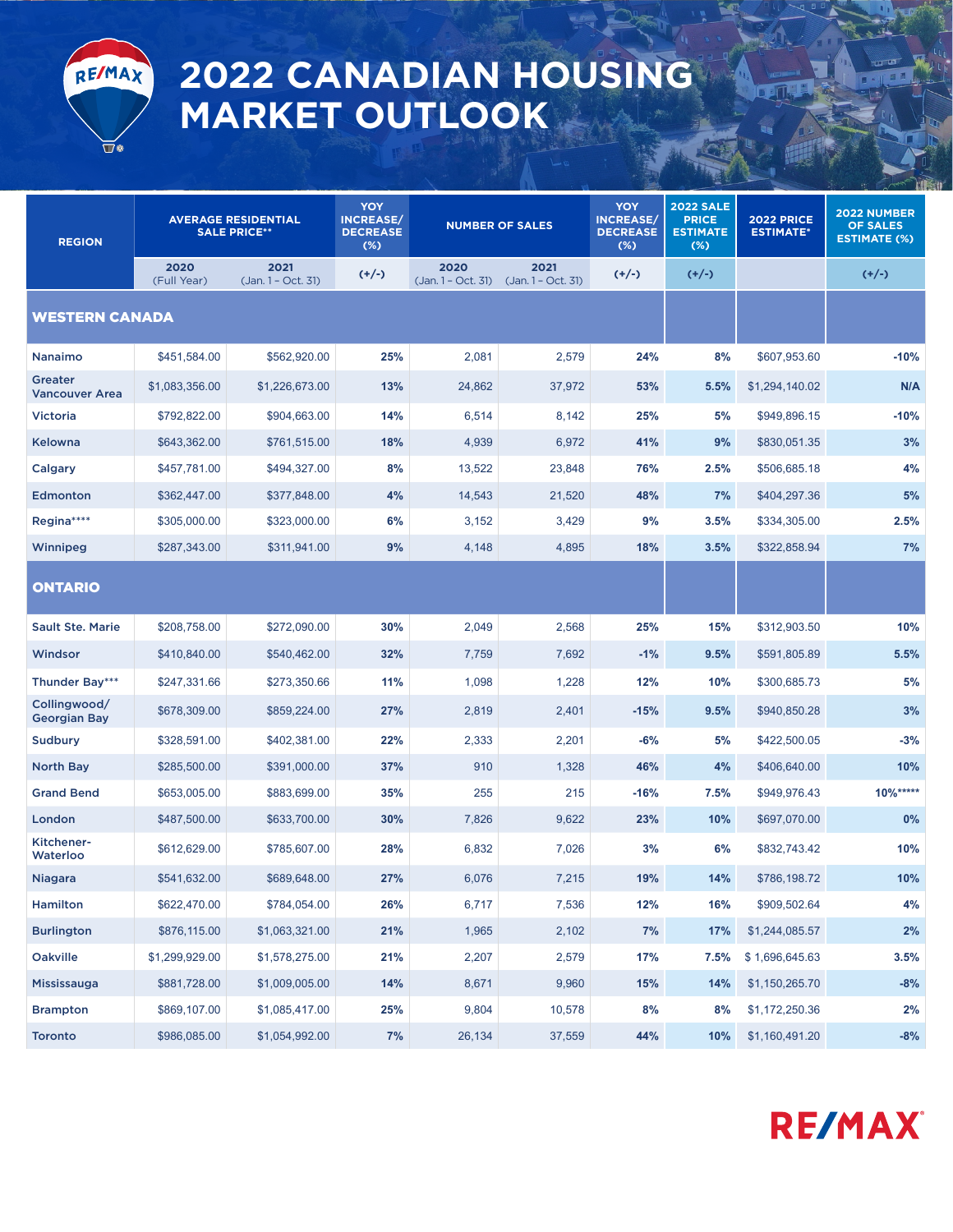# 2022 CANADIAN HOUSING MARKET OUTLOOK

| REGION | AVERAGE RESIDENTIAL SALE PRICE** | | YOY INCREASE/ DECREASE (%) | NUMBER OF SALES | | YOY INCREASE/ DECREASE (%) | 2022 SALE PRICE ESTIMATE (%) | 2022 PRICE ESTIMATE* | 2022 NUMBER OF SALES ESTIMATE (%) |
|---|---|---|---|---|---|---|---|---|---|
| | 2020 (Full Year) | 2021 (Jan. 1 – Oct. 31) | (+/-) | 2020 (Jan. 1 – Oct. 31) | 2021 (Jan. 1 – Oct. 31) | (+/-) | (+/-) | | (+/-) |
| **WESTERN CANADA** | | | | | | | | | |
| Nanaimo | $451,584.00 | $562,920.00 | 25% | 2,081 | 2,579 | 24% | 8% | $607,953.60 | -10% |
| Greater Vancouver Area | $1,083,356.00 | $1,226,673.00 | 13% | 24,862 | 37,972 | 53% | 5.5% | $1,294,140.02 | N/A |
| Victoria | $792,822.00 | $904,663.00 | 14% | 6,514 | 8,142 | 25% | 5% | $949,896.15 | -10% |
| Kelowna | $643,362.00 | $761,515.00 | 18% | 4,939 | 6,972 | 41% | 9% | $830,051.35 | 3% |
| Calgary | $457,781.00 | $494,327.00 | 8% | 13,522 | 23,848 | 76% | 2.5% | $506,685.18 | 4% |
| Edmonton | $362,447.00 | $377,848.00 | 4% | 14,543 | 21,520 | 48% | 7% | $404,297.36 | 5% |
| Regina**** | $305,000.00 | $323,000.00 | 6% | 3,152 | 3,429 | 9% | 3.5% | $334,305.00 | 2.5% |
| Winnipeg | $287,343.00 | $311,941.00 | 9% | 4,148 | 4,895 | 18% | 3.5% | $322,858.94 | 7% |
| **ONTARIO** | | | | | | | | | |
| Sault Ste. Marie | $208,758.00 | $272,090.00 | 30% | 2,049 | 2,568 | 25% | 15% | $312,903.50 | 10% |
| Windsor | $410,840.00 | $540,462.00 | 32% | 7,759 | 7,692 | -1% | 9.5% | $591,805.89 | 5.5% |
| Thunder Bay*** | $247,331.66 | $273,350.66 | 11% | 1,098 | 1,228 | 12% | 10% | $300,685.73 | 5% |
| Collingwood/ Georgian Bay | $678,309.00 | $859,224.00 | 27% | 2,819 | 2,401 | -15% | 9.5% | $940,850.28 | 3% |
| Sudbury | $328,591.00 | $402,381.00 | 22% | 2,333 | 2,201 | -6% | 5% | $422,500.05 | -3% |
| North Bay | $285,500.00 | $391,000.00 | 37% | 910 | 1,328 | 46% | 4% | $406,640.00 | 10% |
| Grand Bend | $653,005.00 | $883,699.00 | 35% | 255 | 215 | -16% | 7.5% | $949,976.43 | 10%***** |
| London | $487,500.00 | $633,700.00 | 30% | 7,826 | 9,622 | 23% | 10% | $697,070.00 | 0% |
| Kitchener-Waterloo | $612,629.00 | $785,607.00 | 28% | 6,832 | 7,026 | 3% | 6% | $832,743.42 | 10% |
| Niagara | $541,632.00 | $689,648.00 | 27% | 6,076 | 7,215 | 19% | 14% | $786,198.72 | 10% |
| Hamilton | $622,470.00 | $784,054.00 | 26% | 6,717 | 7,536 | 12% | 16% | $909,502.64 | 4% |
| Burlington | $876,115.00 | $1,063,321.00 | 21% | 1,965 | 2,102 | 7% | 17% | $1,244,085.57 | 2% |
| Oakville | $1,299,929.00 | $1,578,275.00 | 21% | 2,207 | 2,579 | 17% | 7.5% | $ 1,696,645.63 | 3.5% |
| Mississauga | $881,728.00 | $1,009,005.00 | 14% | 8,671 | 9,960 | 15% | 14% | $1,150,265.70 | -8% |
| Brampton | $869,107.00 | $1,085,417.00 | 25% | 9,804 | 10,578 | 8% | 8% | $1,172,250.36 | 2% |
| Toronto | $986,085.00 | $1,054,992.00 | 7% | 26,134 | 37,559 | 44% | 10% | $1,160,491.20 | -8% |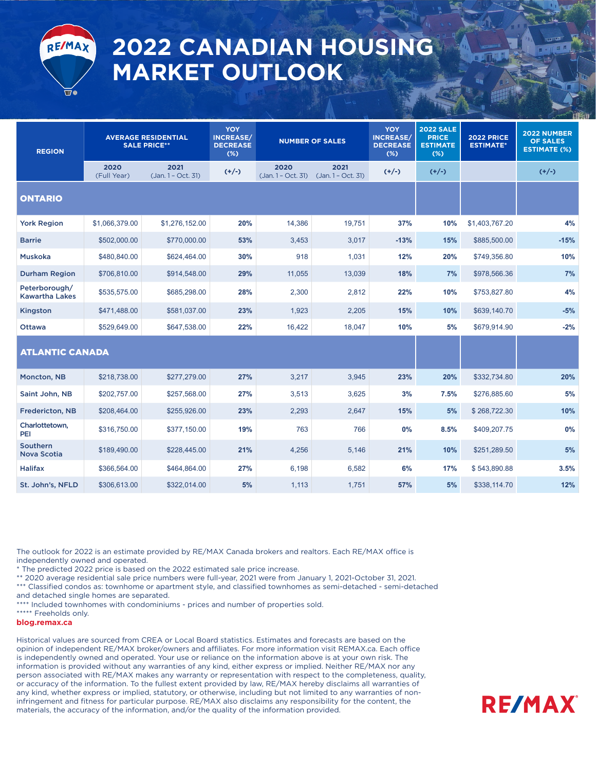# 2022 CANADIAN HOUSING MARKET OUTLOOK

| REGION | AVERAGE RESIDENTIAL SALE PRICE** | | YOY INCREASE/ DECREASE (%) | NUMBER OF SALES | | YOY INCREASE/ DECREASE (%) | 2022 SALE PRICE ESTIMATE (%) | 2022 PRICE ESTIMATE* | 2022 NUMBER OF SALES ESTIMATE (%) |
|---|---|---|---|---|---|---|---|---|---|
| | 2020 (Full Year) | 2021 (Jan. 1 – Oct. 31) | (+/-) | 2020 (Jan. 1 – Oct. 31) | 2021 (Jan. 1 – Oct. 31) | (+/-) | (+/-) | | (+/-) |
| **ONTARIO** | | | | | | | | | |
| **York Region** | $1,066,379.00 | $1,276,152.00 | **20%** | 14,386 | 19,751 | **37%** | **10%** | $1,403,767.20 | **4%** |
| **Barrie** | $502,000.00 | $770,000.00 | **53%** | 3,453 | 3,017 | **-13%** | **15%** | $885,500.00 | **-15%** |
| **Muskoka** | $480,840.00 | $624,464.00 | **30%** | 918 | 1,031 | **12%** | **20%** | $749,356.80 | **10%** |
| **Durham Region** | $706,810.00 | $914,548.00 | **29%** | 11,055 | 13,039 | **18%** | **7%** | $978,566.36 | **7%** |
| **Peterborough/ Kawartha Lakes** | $535,575.00 | $685,298.00 | **28%** | 2,300 | 2,812 | **22%** | **10%** | $753,827.80 | **4%** |
| **Kingston** | $471,488.00 | $581,037.00 | **23%** | 1,923 | 2,205 | **15%** | **10%** | $639,140.70 | **-5%** |
| **Ottawa** | $529,649.00 | $647,538.00 | **22%** | 16,422 | 18,047 | **10%** | **5%** | $679,914.90 | **-2%** |
| **ATLANTIC CANADA** | | | | | | | | | |
| **Moncton, NB** | $218,738.00 | $277,279.00 | **27%** | 3,217 | 3,945 | **23%** | **20%** | $332,734.80 | **20%** |
| **Saint John, NB** | $202,757.00 | $257,568.00 | **27%** | 3,513 | 3,625 | **3%** | **7.5%** | $276,885.60 | **5%** |
| **Fredericton, NB** | $208,464.00 | $255,926.00 | **23%** | 2,293 | 2,647 | **15%** | **5%** | $ 268,722.30 | **10%** |
| **Charlottetown, PEI** | $316,750.00 | $377,150.00 | **19%** | 763 | 766 | **0%** | **8.5%** | $409,207.75 | **0%** |
| **Southern Nova Scotia** | $189,490.00 | $228,445.00 | **21%** | 4,256 | 5,146 | **21%** | **10%** | $251,289.50 | **5%** |
| **Halifax** | $366,564.00 | $464,864.00 | **27%** | 6,198 | 6,582 | **6%** | **17%** | $ 543,890.88 | **3.5%** |
| **St. John's, NFLD** | $306,613.00 | $322,014.00 | **5%** | 1,113 | 1,751 | **57%** | **5%** | $338,114.70 | **12%** |

The outlook for 2022 is an estimate provided by RE/MAX Canada brokers and realtors. Each RE/MAX office is independently owned and operated.
* The predicted 2022 price is based on the 2022 estimated sale price increase.
** 2020 average residential sale price numbers were full-year, 2021 were from January 1, 2021-October 31, 2021.
*** Classified condos as: townhome or apartment style, and classified townhomes as semi-detached - semi-detached and detached single homes are separated.
**** Included townhomes with condominiums - prices and number of properties sold.
***** Freeholds only.
**blog.remax.ca**

Historical values are sourced from CREA or Local Board statistics. Estimates and forecasts are based on the opinion of independent RE/MAX broker/owners and affiliates. For more information visit REMAX.ca. Each office is independently owned and operated. Your use or reliance on the information above is at your own risk. The information is provided without any warranties of any kind, either express or implied. Neither RE/MAX nor any person associated with RE/MAX makes any warranty or representation with respect to the completeness, quality, or accuracy of the information. To the fullest extent provided by law, RE/MAX hereby disclaims all warranties of any kind, whether express or implied, statutory, or otherwise, including but not limited to any warranties of non-infringement and fitness for particular purpose. RE/MAX also disclaims any responsibility for the content, the materials, the accuracy of the information, and/or the quality of the information provided.

RE/MAX